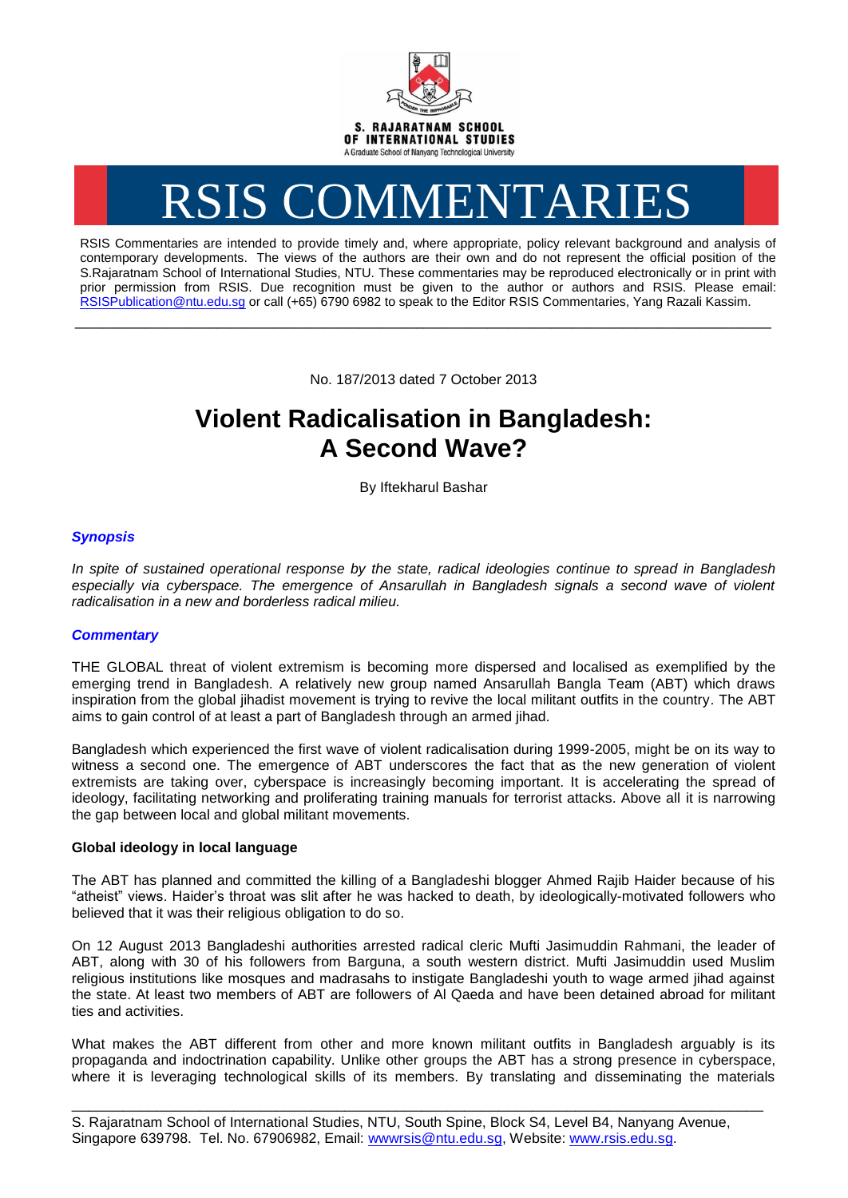S. RAJARATNAM SCHOOL OF INTERNATIONAL STUDIES
A Graduate School of Nanyang Technological University

# RSIS COMMENTARIES

RSIS Commentaries are intended to provide timely and, where appropriate, policy relevant background and analysis of contemporary developments. The views of the authors are their own and do not represent the official position of the S.Rajaratnam School of International Studies, NTU. These commentaries may be reproduced electronically or in print with prior permission from RSIS. Due recognition must be given to the author or authors and RSIS. Please email: RSISPublication@ntu.edu.sg or call (+65) 6790 6982 to speak to the Editor RSIS Commentaries, Yang Razali Kassim.

---

No. 187/2013 dated 7 October 2013

# Violent Radicalisation in Bangladesh: A Second Wave?

By Iftekharul Bashar

### *Synopsis*

*In spite of sustained operational response by the state, radical ideologies continue to spread in Bangladesh especially via cyberspace. The emergence of Ansarullah in Bangladesh signals a second wave of violent radicalisation in a new and borderless radical milieu.*

### *Commentary*

THE GLOBAL threat of violent extremism is becoming more dispersed and localised as exemplified by the emerging trend in Bangladesh. A relatively new group named Ansarullah Bangla Team (ABT) which draws inspiration from the global jihadist movement is trying to revive the local militant outfits in the country. The ABT aims to gain control of at least a part of Bangladesh through an armed jihad.

Bangladesh which experienced the first wave of violent radicalisation during 1999-2005, might be on its way to witness a second one. The emergence of ABT underscores the fact that as the new generation of violent extremists are taking over, cyberspace is increasingly becoming important. It is accelerating the spread of ideology, facilitating networking and proliferating training manuals for terrorist attacks. Above all it is narrowing the gap between local and global militant movements.

**Global ideology in local language**

The ABT has planned and committed the killing of a Bangladeshi blogger Ahmed Rajib Haider because of his "atheist" views. Haider's throat was slit after he was hacked to death, by ideologically-motivated followers who believed that it was their religious obligation to do so.

On 12 August 2013 Bangladeshi authorities arrested radical cleric Mufti Jasimuddin Rahmani, the leader of ABT, along with 30 of his followers from Barguna, a south western district. Mufti Jasimuddin used Muslim religious institutions like mosques and madrasahs to instigate Bangladeshi youth to wage armed jihad against the state. At least two members of ABT are followers of Al Qaeda and have been detained abroad for militant ties and activities.

What makes the ABT different from other and more known militant outfits in Bangladesh arguably is its propaganda and indoctrination capability. Unlike other groups the ABT has a strong presence in cyberspace, where it is leveraging technological skills of its members. By translating and disseminating the materials

---

S. Rajaratnam School of International Studies, NTU, South Spine, Block S4, Level B4, Nanyang Avenue, Singapore 639798. Tel. No. 67906982, Email: wwwrsis@ntu.edu.sg, Website: www.rsis.edu.sg.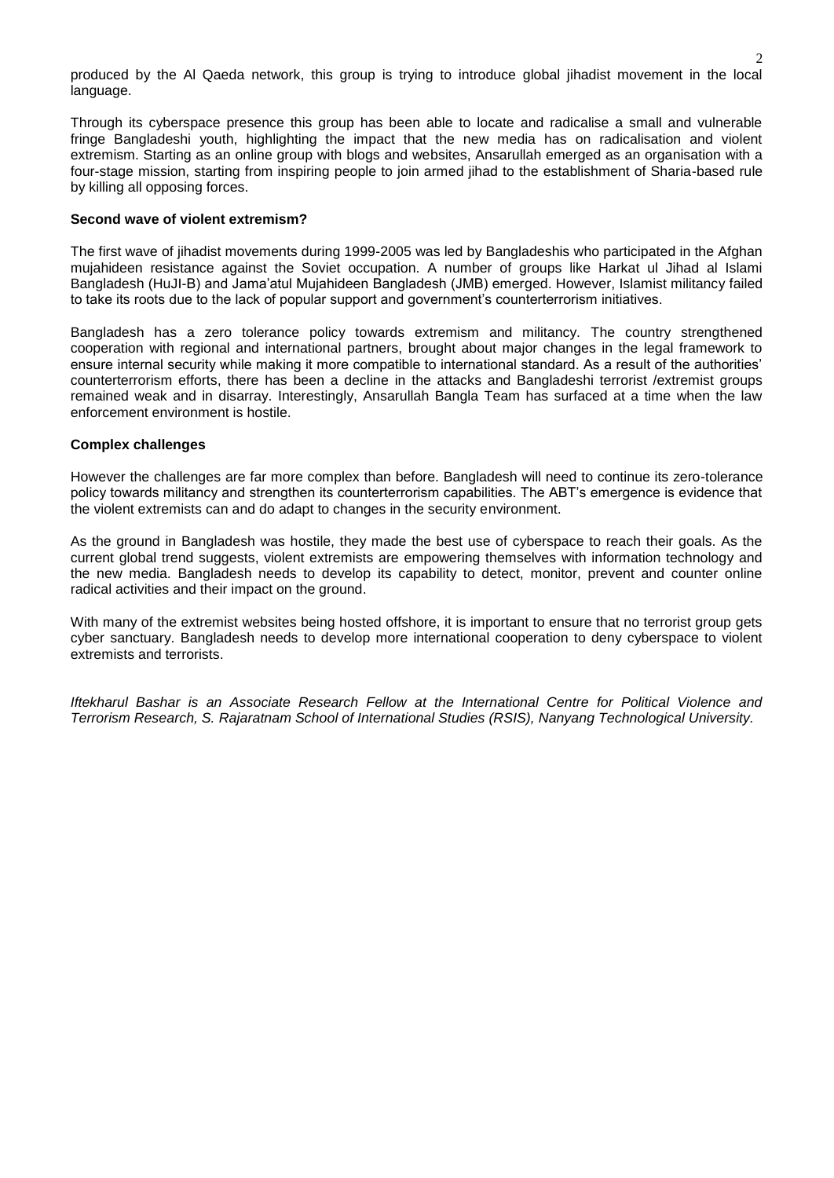produced by the Al Qaeda network, this group is trying to introduce global jihadist movement in the local language.

Through its cyberspace presence this group has been able to locate and radicalise a small and vulnerable fringe Bangladeshi youth, highlighting the impact that the new media has on radicalisation and violent extremism. Starting as an online group with blogs and websites, Ansarullah emerged as an organisation with a four-stage mission, starting from inspiring people to join armed jihad to the establishment of Sharia-based rule by killing all opposing forces.

**Second wave of violent extremism?**

The first wave of jihadist movements during 1999-2005 was led by Bangladeshis who participated in the Afghan mujahideen resistance against the Soviet occupation. A number of groups like Harkat ul Jihad al Islami Bangladesh (HuJI-B) and Jama'atul Mujahideen Bangladesh (JMB) emerged. However, Islamist militancy failed to take its roots due to the lack of popular support and government's counterterrorism initiatives.

Bangladesh has a zero tolerance policy towards extremism and militancy. The country strengthened cooperation with regional and international partners, brought about major changes in the legal framework to ensure internal security while making it more compatible to international standard. As a result of the authorities' counterterrorism efforts, there has been a decline in the attacks and Bangladeshi terrorist /extremist groups remained weak and in disarray. Interestingly, Ansarullah Bangla Team has surfaced at a time when the law enforcement environment is hostile.

**Complex challenges**

However the challenges are far more complex than before. Bangladesh will need to continue its zero-tolerance policy towards militancy and strengthen its counterterrorism capabilities. The ABT's emergence is evidence that the violent extremists can and do adapt to changes in the security environment.

As the ground in Bangladesh was hostile, they made the best use of cyberspace to reach their goals. As the current global trend suggests, violent extremists are empowering themselves with information technology and the new media. Bangladesh needs to develop its capability to detect, monitor, prevent and counter online radical activities and their impact on the ground.

With many of the extremist websites being hosted offshore, it is important to ensure that no terrorist group gets cyber sanctuary. Bangladesh needs to develop more international cooperation to deny cyberspace to violent extremists and terrorists.

*Iftekharul Bashar is an Associate Research Fellow at the International Centre for Political Violence and Terrorism Research, S. Rajaratnam School of International Studies (RSIS), Nanyang Technological University.*